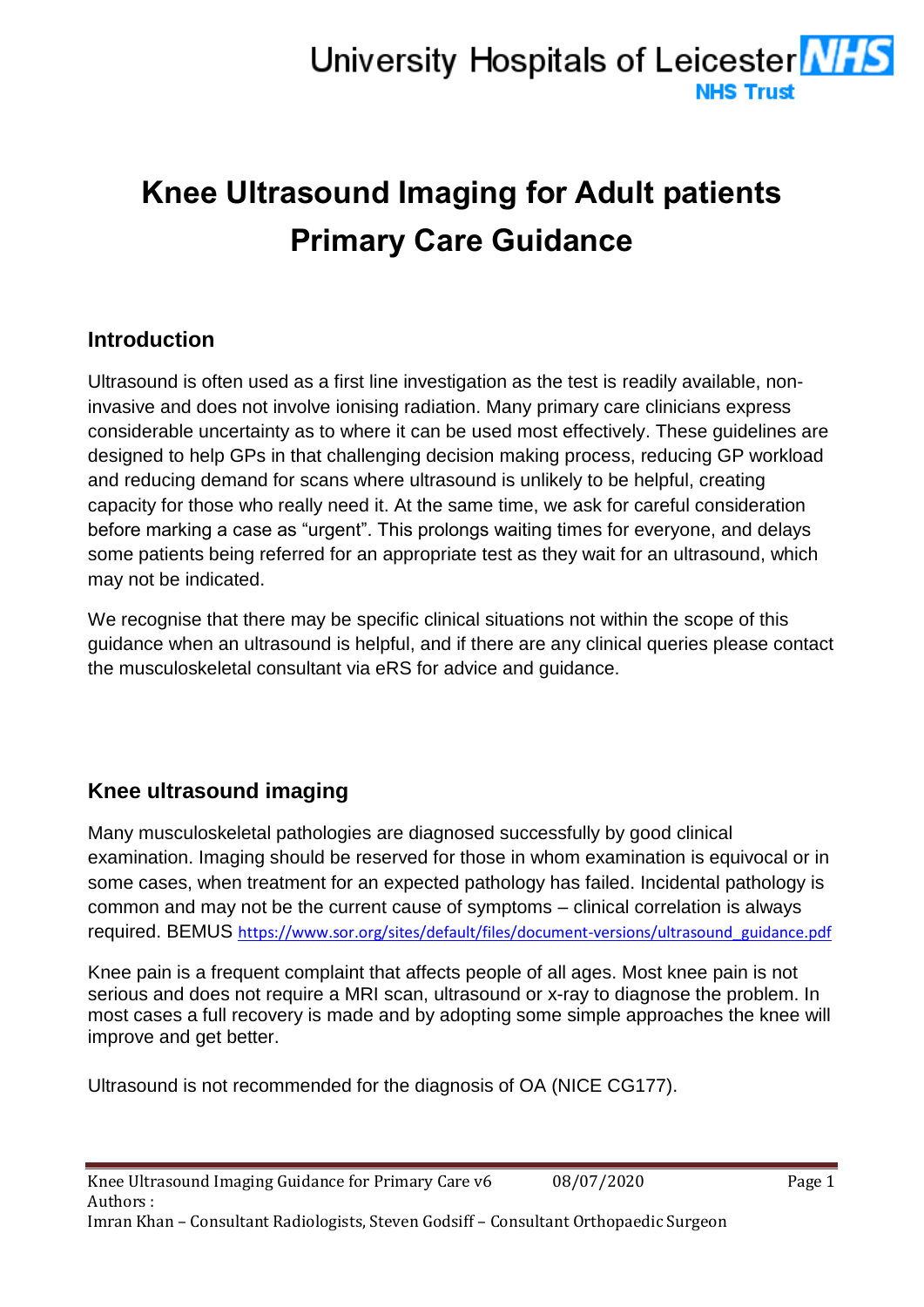# Knee Ultrasound Imaging for Adult patients Primary Care Guidance

## Introduction

Ultrasound is often used as a first line investigation as the test is readily available, non-invasive and does not involve ionising radiation. Many primary care clinicians express considerable uncertainty as to where it can be used most effectively. These guidelines are designed to help GPs in that challenging decision making process, reducing GP workload and reducing demand for scans where ultrasound is unlikely to be helpful, creating capacity for those who really need it. At the same time, we ask for careful consideration before marking a case as "urgent". This prolongs waiting times for everyone, and delays some patients being referred for an appropriate test as they wait for an ultrasound, which may not be indicated.

We recognise that there may be specific clinical situations not within the scope of this guidance when an ultrasound is helpful, and if there are any clinical queries please contact the musculoskeletal consultant via eRS for advice and guidance.

## Knee ultrasound imaging

Many musculoskeletal pathologies are diagnosed successfully by good clinical examination. Imaging should be reserved for those in whom examination is equivocal or in some cases, when treatment for an expected pathology has failed. Incidental pathology is common and may not be the current cause of symptoms – clinical correlation is always required. BEMUS https://www.sor.org/sites/default/files/document-versions/ultrasound_guidance.pdf

Knee pain is a frequent complaint that affects people of all ages. Most knee pain is not serious and does not require a MRI scan, ultrasound or x-ray to diagnose the problem. In most cases a full recovery is made and by adopting some simple approaches the knee will improve and get better.

Ultrasound is not recommended for the diagnosis of OA (NICE CG177).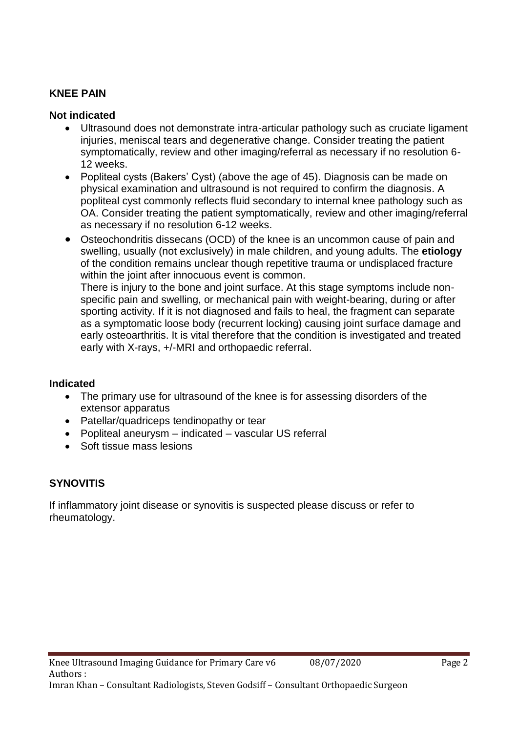## KNEE PAIN

### Not indicated

- Ultrasound does not demonstrate intra-articular pathology such as cruciate ligament injuries, meniscal tears and degenerative change. Consider treating the patient symptomatically, review and other imaging/referral as necessary if no resolution 6-12 weeks.
- Popliteal cysts (Bakers' Cyst) (above the age of 45). Diagnosis can be made on physical examination and ultrasound is not required to confirm the diagnosis. A popliteal cyst commonly reflects fluid secondary to internal knee pathology such as OA. Consider treating the patient symptomatically, review and other imaging/referral as necessary if no resolution 6-12 weeks.
- Osteochondritis dissecans (OCD) of the knee is an uncommon cause of pain and swelling, usually (not exclusively) in male children, and young adults. The **etiology** of the condition remains unclear though repetitive trauma or undisplaced fracture within the joint after innocuous event is common.
  There is injury to the bone and joint surface. At this stage symptoms include non-specific pain and swelling, or mechanical pain with weight-bearing, during or after sporting activity. If it is not diagnosed and fails to heal, the fragment can separate as a symptomatic loose body (recurrent locking) causing joint surface damage and early osteoarthritis. It is vital therefore that the condition is investigated and treated early with X-rays, +/-MRI and orthopaedic referral.

### Indicated

- The primary use for ultrasound of the knee is for assessing disorders of the extensor apparatus
- Patellar/quadriceps tendinopathy or tear
- Popliteal aneurysm – indicated – vascular US referral
- Soft tissue mass lesions

## SYNOVITIS

If inflammatory joint disease or synovitis is suspected please discuss or refer to rheumatology.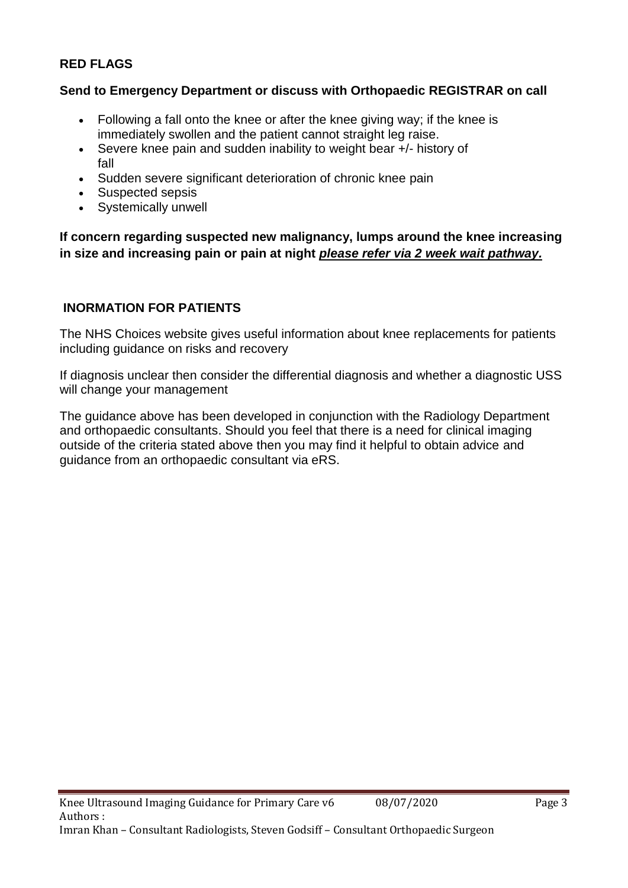## RED FLAGS

**Send to Emergency Department or discuss with Orthopaedic REGISTRAR on call**

- Following a fall onto the knee or after the knee giving way; if the knee is immediately swollen and the patient cannot straight leg raise.
- Severe knee pain and sudden inability to weight bear +/- history of fall
- Sudden severe significant deterioration of chronic knee pain
- Suspected sepsis
- Systemically unwell

**If concern regarding suspected new malignancy, lumps around the knee increasing in size and increasing pain or pain at night *please refer via 2 week wait pathway.***

## INORMATION FOR PATIENTS

The NHS Choices website gives useful information about knee replacements for patients including guidance on risks and recovery

If diagnosis unclear then consider the differential diagnosis and whether a diagnostic USS will change your management

The guidance above has been developed in conjunction with the Radiology Department and orthopaedic consultants. Should you feel that there is a need for clinical imaging outside of the criteria stated above then you may find it helpful to obtain advice and guidance from an orthopaedic consultant via eRS.